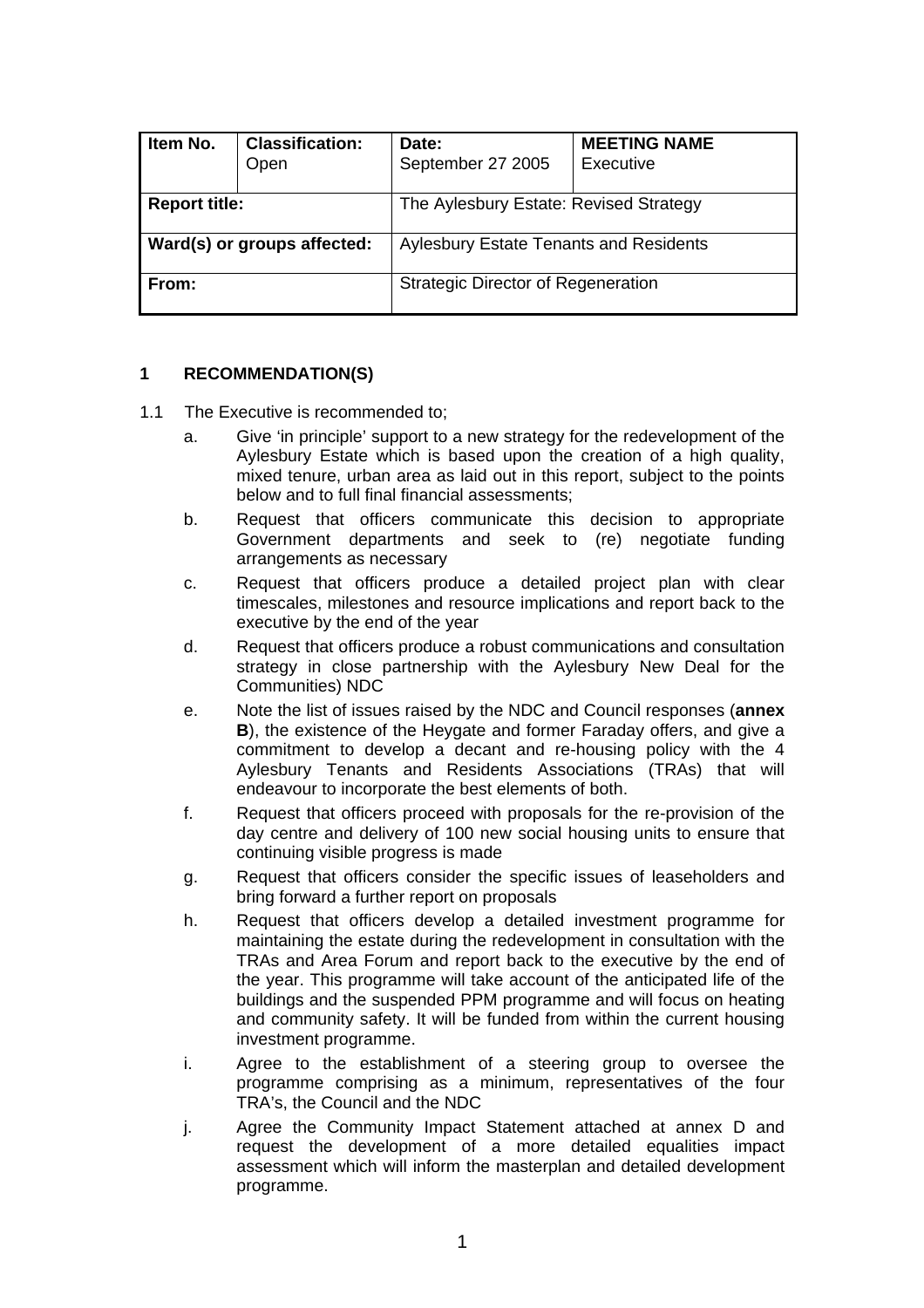| Item No. | Classification: Open | Date: September 27 2005 | MEETING NAME Executive |
|---|---|---|---|
| Report title: | | The Aylesbury Estate: Revised Strategy | |
| Ward(s) or groups affected: | | Aylesbury Estate Tenants and Residents | |
| From: | | Strategic Director of Regeneration | |

## 1 RECOMMENDATION(S)

1.1 The Executive is recommended to;

a. Give 'in principle' support to a new strategy for the redevelopment of the Aylesbury Estate which is based upon the creation of a high quality, mixed tenure, urban area as laid out in this report, subject to the points below and to full final financial assessments;

b. Request that officers communicate this decision to appropriate Government departments and seek to (re) negotiate funding arrangements as necessary

c. Request that officers produce a detailed project plan with clear timescales, milestones and resource implications and report back to the executive by the end of the year

d. Request that officers produce a robust communications and consultation strategy in close partnership with the Aylesbury New Deal for the Communities) NDC

e. Note the list of issues raised by the NDC and Council responses (**annex B**), the existence of the Heygate and former Faraday offers, and give a commitment to develop a decant and re-housing policy with the 4 Aylesbury Tenants and Residents Associations (TRAs) that will endeavour to incorporate the best elements of both.

f. Request that officers proceed with proposals for the re-provision of the day centre and delivery of 100 new social housing units to ensure that continuing visible progress is made

g. Request that officers consider the specific issues of leaseholders and bring forward a further report on proposals

h. Request that officers develop a detailed investment programme for maintaining the estate during the redevelopment in consultation with the TRAs and Area Forum and report back to the executive by the end of the year. This programme will take account of the anticipated life of the buildings and the suspended PPM programme and will focus on heating and community safety. It will be funded from within the current housing investment programme.

i. Agree to the establishment of a steering group to oversee the programme comprising as a minimum, representatives of the four TRA's, the Council and the NDC

j. Agree the Community Impact Statement attached at annex D and request the development of a more detailed equalities impact assessment which will inform the masterplan and detailed development programme.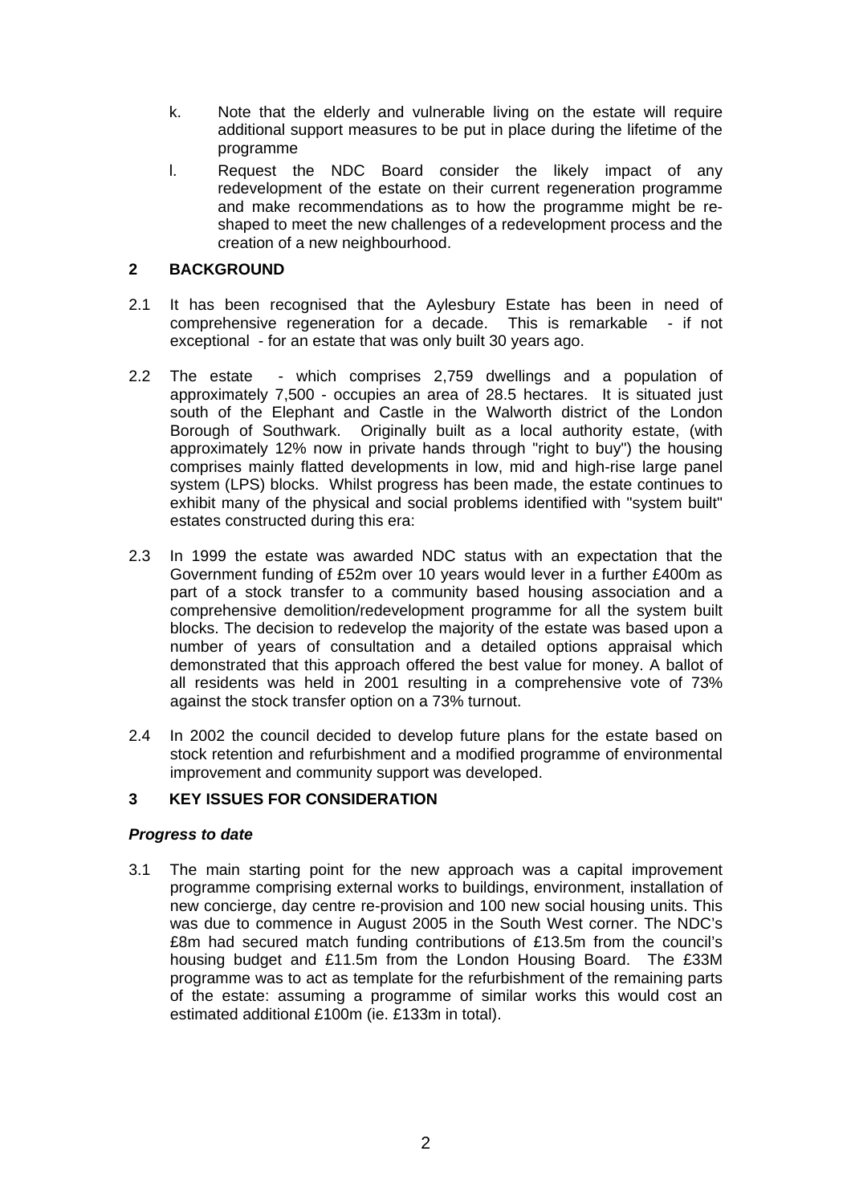k. Note that the elderly and vulnerable living on the estate will require additional support measures to be put in place during the lifetime of the programme

l. Request the NDC Board consider the likely impact of any redevelopment of the estate on their current regeneration programme and make recommendations as to how the programme might be re-shaped to meet the new challenges of a redevelopment process and the creation of a new neighbourhood.

## 2 BACKGROUND

2.1 It has been recognised that the Aylesbury Estate has been in need of comprehensive regeneration for a decade. This is remarkable - if not exceptional - for an estate that was only built 30 years ago.

2.2 The estate - which comprises 2,759 dwellings and a population of approximately 7,500 - occupies an area of 28.5 hectares. It is situated just south of the Elephant and Castle in the Walworth district of the London Borough of Southwark. Originally built as a local authority estate, (with approximately 12% now in private hands through "right to buy") the housing comprises mainly flatted developments in low, mid and high-rise large panel system (LPS) blocks. Whilst progress has been made, the estate continues to exhibit many of the physical and social problems identified with "system built" estates constructed during this era:

2.3 In 1999 the estate was awarded NDC status with an expectation that the Government funding of £52m over 10 years would lever in a further £400m as part of a stock transfer to a community based housing association and a comprehensive demolition/redevelopment programme for all the system built blocks. The decision to redevelop the majority of the estate was based upon a number of years of consultation and a detailed options appraisal which demonstrated that this approach offered the best value for money. A ballot of all residents was held in 2001 resulting in a comprehensive vote of 73% against the stock transfer option on a 73% turnout.

2.4 In 2002 the council decided to develop future plans for the estate based on stock retention and refurbishment and a modified programme of environmental improvement and community support was developed.

## 3 KEY ISSUES FOR CONSIDERATION

***Progress to date***

3.1 The main starting point for the new approach was a capital improvement programme comprising external works to buildings, environment, installation of new concierge, day centre re-provision and 100 new social housing units. This was due to commence in August 2005 in the South West corner. The NDC's £8m had secured match funding contributions of £13.5m from the council's housing budget and £11.5m from the London Housing Board. The £33M programme was to act as template for the refurbishment of the remaining parts of the estate: assuming a programme of similar works this would cost an estimated additional £100m (ie. £133m in total).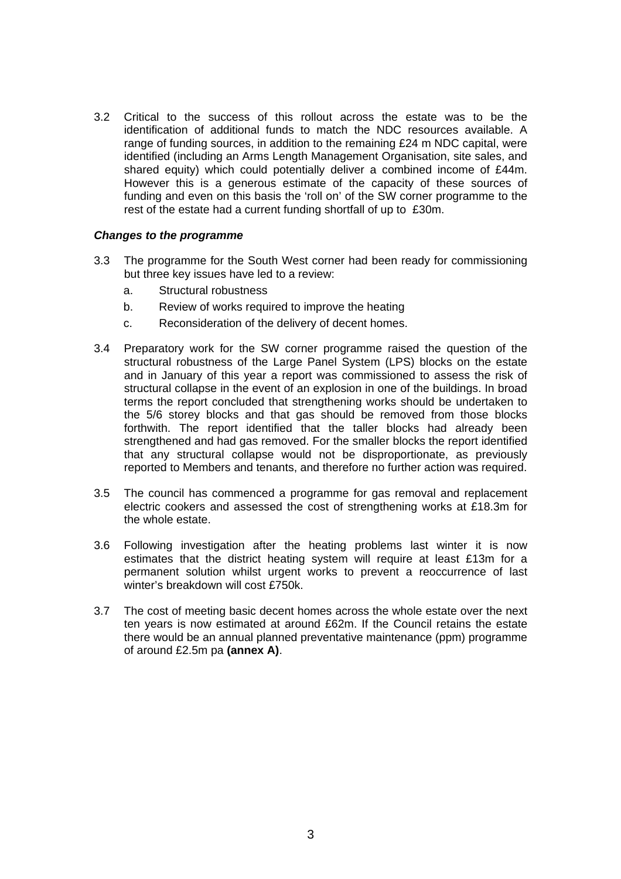3.2 Critical to the success of this rollout across the estate was to be the identification of additional funds to match the NDC resources available. A range of funding sources, in addition to the remaining £24 m NDC capital, were identified (including an Arms Length Management Organisation, site sales, and shared equity) which could potentially deliver a combined income of £44m. However this is a generous estimate of the capacity of these sources of funding and even on this basis the 'roll on' of the SW corner programme to the rest of the estate had a current funding shortfall of up to £30m.

***Changes to the programme***

3.3 The programme for the South West corner had been ready for commissioning but three key issues have led to a review:

a. Structural robustness

b. Review of works required to improve the heating

c. Reconsideration of the delivery of decent homes.

3.4 Preparatory work for the SW corner programme raised the question of the structural robustness of the Large Panel System (LPS) blocks on the estate and in January of this year a report was commissioned to assess the risk of structural collapse in the event of an explosion in one of the buildings. In broad terms the report concluded that strengthening works should be undertaken to the 5/6 storey blocks and that gas should be removed from those blocks forthwith. The report identified that the taller blocks had already been strengthened and had gas removed. For the smaller blocks the report identified that any structural collapse would not be disproportionate, as previously reported to Members and tenants, and therefore no further action was required.

3.5 The council has commenced a programme for gas removal and replacement electric cookers and assessed the cost of strengthening works at £18.3m for the whole estate.

3.6 Following investigation after the heating problems last winter it is now estimates that the district heating system will require at least £13m for a permanent solution whilst urgent works to prevent a reoccurrence of last winter's breakdown will cost £750k.

3.7 The cost of meeting basic decent homes across the whole estate over the next ten years is now estimated at around £62m. If the Council retains the estate there would be an annual planned preventative maintenance (ppm) programme of around £2.5m pa **(annex A)**.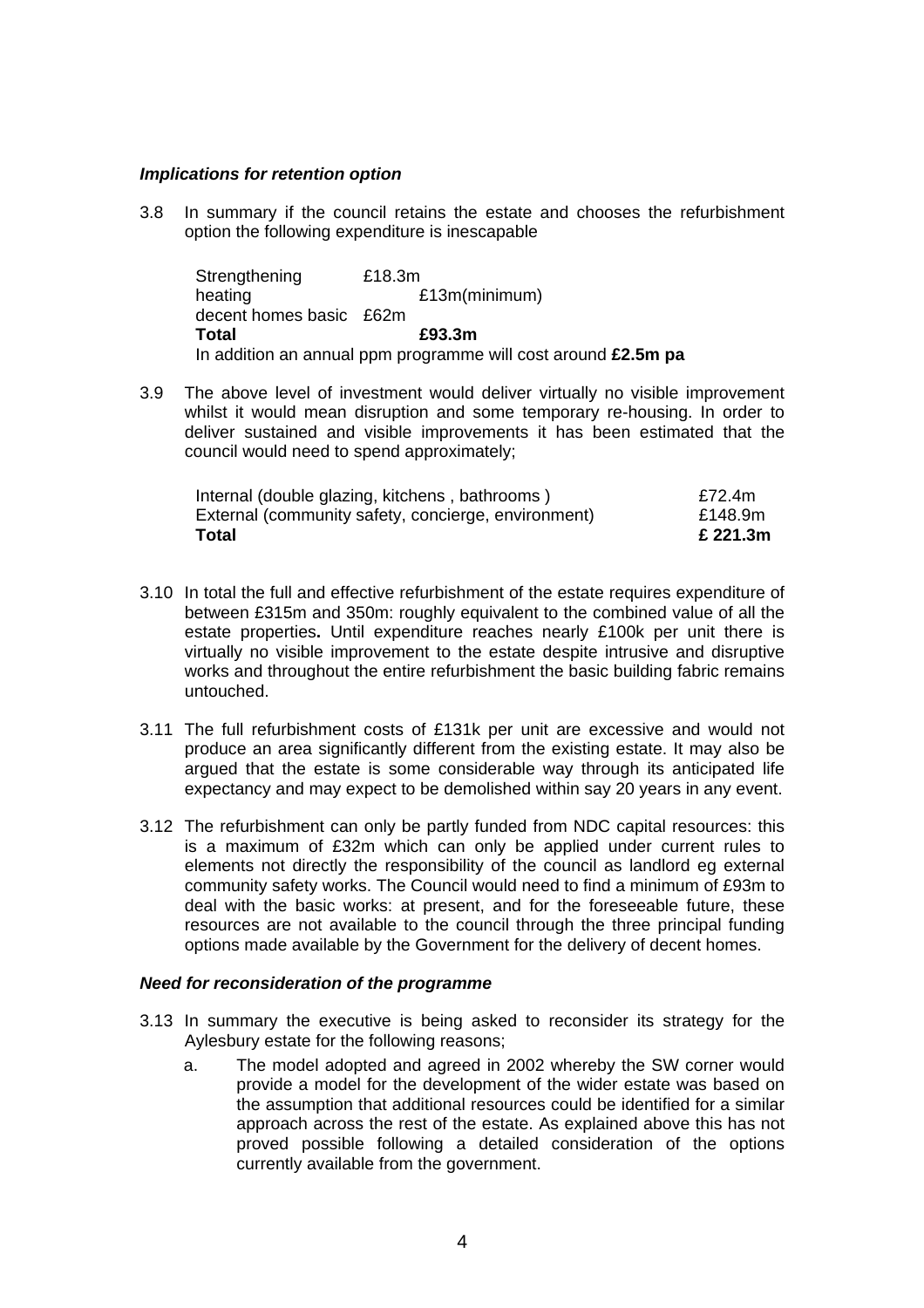***Implications for retention option***

3.8 In summary if the council retains the estate and chooses the refurbishment option the following expenditure is inescapable

| | |
|---|---|
| Strengthening | £18.3m |
| heating | £13m(minimum) |
| decent homes basic | £62m |
| **Total** | **£93.3m** |

In addition an annual ppm programme will cost around **£2.5m pa**

3.9 The above level of investment would deliver virtually no visible improvement whilst it would mean disruption and some temporary re-housing. In order to deliver sustained and visible improvements it has been estimated that the council would need to spend approximately;

| | |
|---|---|
| Internal (double glazing, kitchens , bathrooms ) | £72.4m |
| External (community safety, concierge, environment) | £148.9m |
| **Total** | **£ 221.3m** |

3.10 In total the full and effective refurbishment of the estate requires expenditure of between £315m and 350m: roughly equivalent to the combined value of all the estate properties**.** Until expenditure reaches nearly £100k per unit there is virtually no visible improvement to the estate despite intrusive and disruptive works and throughout the entire refurbishment the basic building fabric remains untouched.

3.11 The full refurbishment costs of £131k per unit are excessive and would not produce an area significantly different from the existing estate. It may also be argued that the estate is some considerable way through its anticipated life expectancy and may expect to be demolished within say 20 years in any event.

3.12 The refurbishment can only be partly funded from NDC capital resources: this is a maximum of £32m which can only be applied under current rules to elements not directly the responsibility of the council as landlord eg external community safety works. The Council would need to find a minimum of £93m to deal with the basic works: at present, and for the foreseeable future, these resources are not available to the council through the three principal funding options made available by the Government for the delivery of decent homes.

***Need for reconsideration of the programme***

3.13 In summary the executive is being asked to reconsider its strategy for the Aylesbury estate for the following reasons;

a. The model adopted and agreed in 2002 whereby the SW corner would provide a model for the development of the wider estate was based on the assumption that additional resources could be identified for a similar approach across the rest of the estate. As explained above this has not proved possible following a detailed consideration of the options currently available from the government.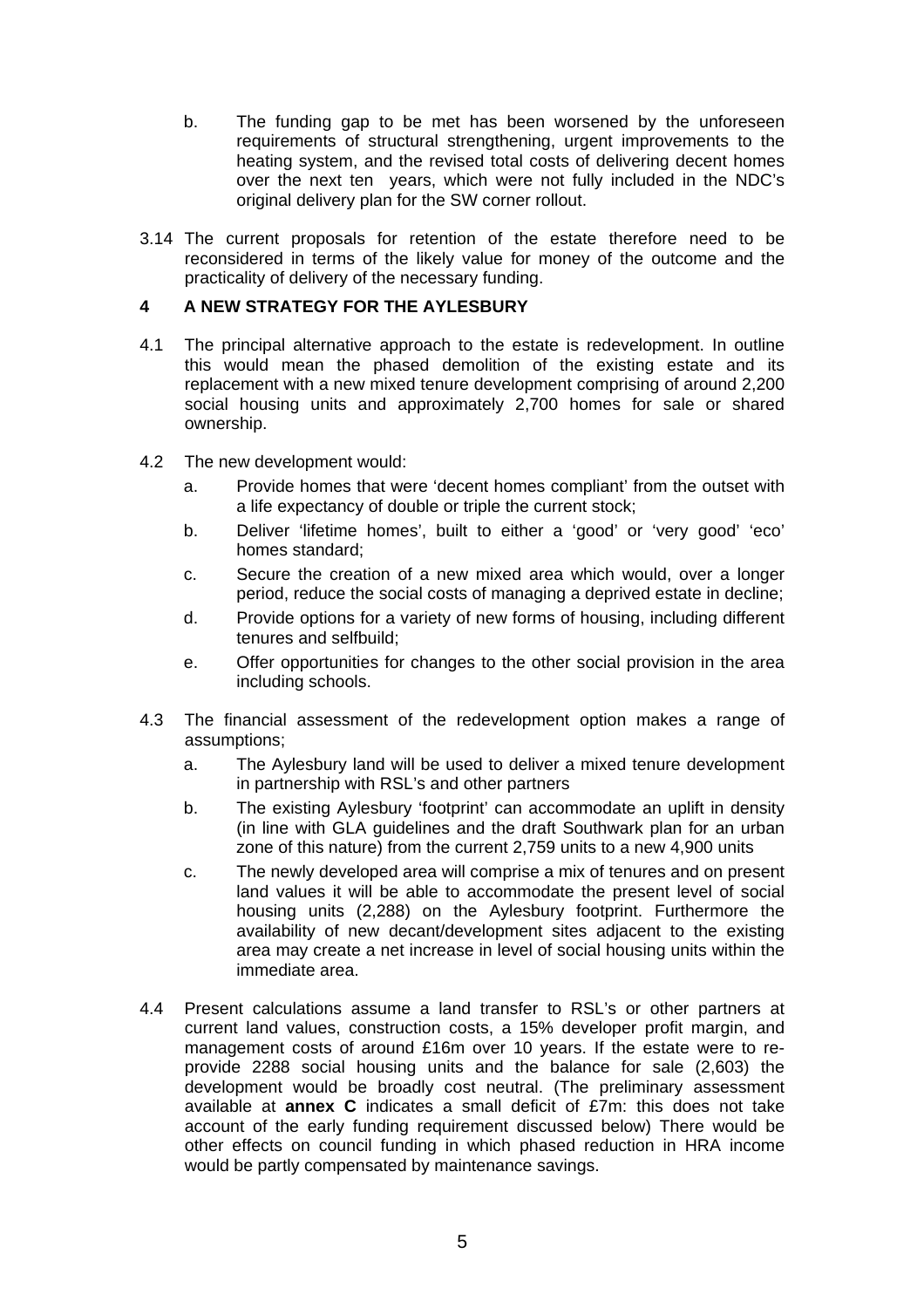b. The funding gap to be met has been worsened by the unforeseen requirements of structural strengthening, urgent improvements to the heating system, and the revised total costs of delivering decent homes over the next ten years, which were not fully included in the NDC's original delivery plan for the SW corner rollout.

3.14 The current proposals for retention of the estate therefore need to be reconsidered in terms of the likely value for money of the outcome and the practicality of delivery of the necessary funding.

## 4 A NEW STRATEGY FOR THE AYLESBURY

4.1 The principal alternative approach to the estate is redevelopment. In outline this would mean the phased demolition of the existing estate and its replacement with a new mixed tenure development comprising of around 2,200 social housing units and approximately 2,700 homes for sale or shared ownership.

4.2 The new development would:

a. Provide homes that were 'decent homes compliant' from the outset with a life expectancy of double or triple the current stock;

b. Deliver 'lifetime homes', built to either a 'good' or 'very good' 'eco' homes standard;

c. Secure the creation of a new mixed area which would, over a longer period, reduce the social costs of managing a deprived estate in decline;

d. Provide options for a variety of new forms of housing, including different tenures and selfbuild;

e. Offer opportunities for changes to the other social provision in the area including schools.

4.3 The financial assessment of the redevelopment option makes a range of assumptions;

a. The Aylesbury land will be used to deliver a mixed tenure development in partnership with RSL's and other partners

b. The existing Aylesbury 'footprint' can accommodate an uplift in density (in line with GLA guidelines and the draft Southwark plan for an urban zone of this nature) from the current 2,759 units to a new 4,900 units

c. The newly developed area will comprise a mix of tenures and on present land values it will be able to accommodate the present level of social housing units (2,288) on the Aylesbury footprint. Furthermore the availability of new decant/development sites adjacent to the existing area may create a net increase in level of social housing units within the immediate area.

4.4 Present calculations assume a land transfer to RSL's or other partners at current land values, construction costs, a 15% developer profit margin, and management costs of around £16m over 10 years. If the estate were to re-provide 2288 social housing units and the balance for sale (2,603) the development would be broadly cost neutral. (The preliminary assessment available at **annex C** indicates a small deficit of £7m: this does not take account of the early funding requirement discussed below) There would be other effects on council funding in which phased reduction in HRA income would be partly compensated by maintenance savings.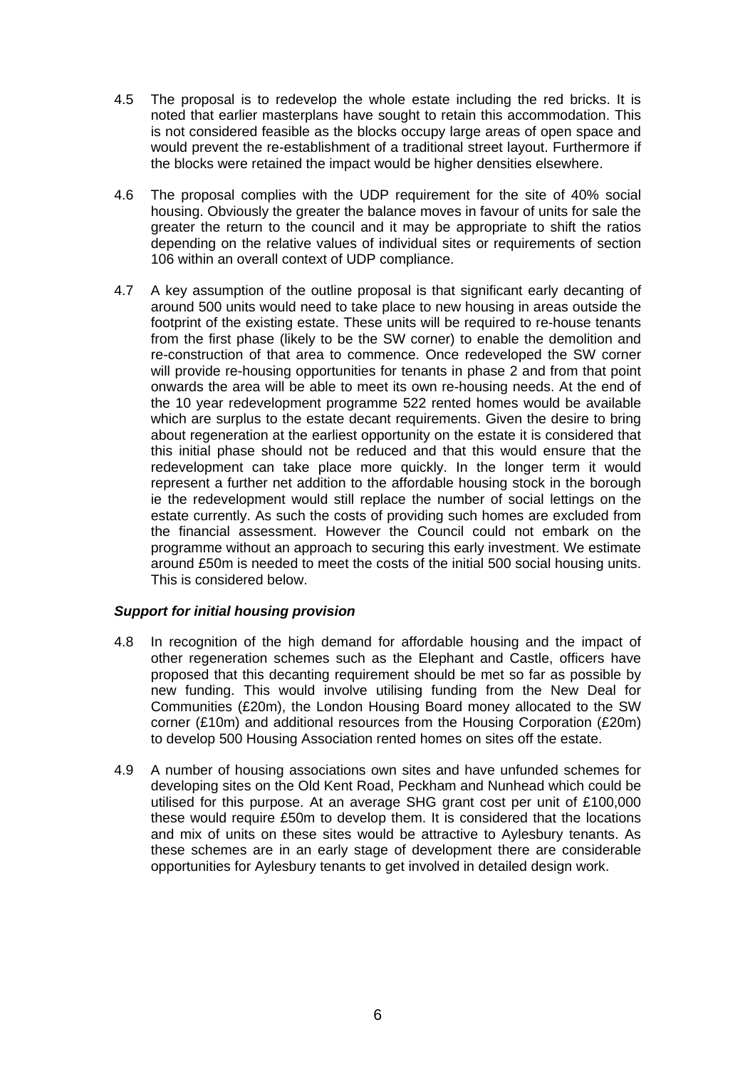4.5 The proposal is to redevelop the whole estate including the red bricks. It is noted that earlier masterplans have sought to retain this accommodation. This is not considered feasible as the blocks occupy large areas of open space and would prevent the re-establishment of a traditional street layout. Furthermore if the blocks were retained the impact would be higher densities elsewhere.

4.6 The proposal complies with the UDP requirement for the site of 40% social housing. Obviously the greater the balance moves in favour of units for sale the greater the return to the council and it may be appropriate to shift the ratios depending on the relative values of individual sites or requirements of section 106 within an overall context of UDP compliance.

4.7 A key assumption of the outline proposal is that significant early decanting of around 500 units would need to take place to new housing in areas outside the footprint of the existing estate. These units will be required to re-house tenants from the first phase (likely to be the SW corner) to enable the demolition and re-construction of that area to commence. Once redeveloped the SW corner will provide re-housing opportunities for tenants in phase 2 and from that point onwards the area will be able to meet its own re-housing needs. At the end of the 10 year redevelopment programme 522 rented homes would be available which are surplus to the estate decant requirements. Given the desire to bring about regeneration at the earliest opportunity on the estate it is considered that this initial phase should not be reduced and that this would ensure that the redevelopment can take place more quickly. In the longer term it would represent a further net addition to the affordable housing stock in the borough ie the redevelopment would still replace the number of social lettings on the estate currently. As such the costs of providing such homes are excluded from the financial assessment. However the Council could not embark on the programme without an approach to securing this early investment. We estimate around £50m is needed to meet the costs of the initial 500 social housing units. This is considered below.

***Support for initial housing provision***

4.8 In recognition of the high demand for affordable housing and the impact of other regeneration schemes such as the Elephant and Castle, officers have proposed that this decanting requirement should be met so far as possible by new funding. This would involve utilising funding from the New Deal for Communities (£20m), the London Housing Board money allocated to the SW corner (£10m) and additional resources from the Housing Corporation (£20m) to develop 500 Housing Association rented homes on sites off the estate.

4.9 A number of housing associations own sites and have unfunded schemes for developing sites on the Old Kent Road, Peckham and Nunhead which could be utilised for this purpose. At an average SHG grant cost per unit of £100,000 these would require £50m to develop them. It is considered that the locations and mix of units on these sites would be attractive to Aylesbury tenants. As these schemes are in an early stage of development there are considerable opportunities for Aylesbury tenants to get involved in detailed design work.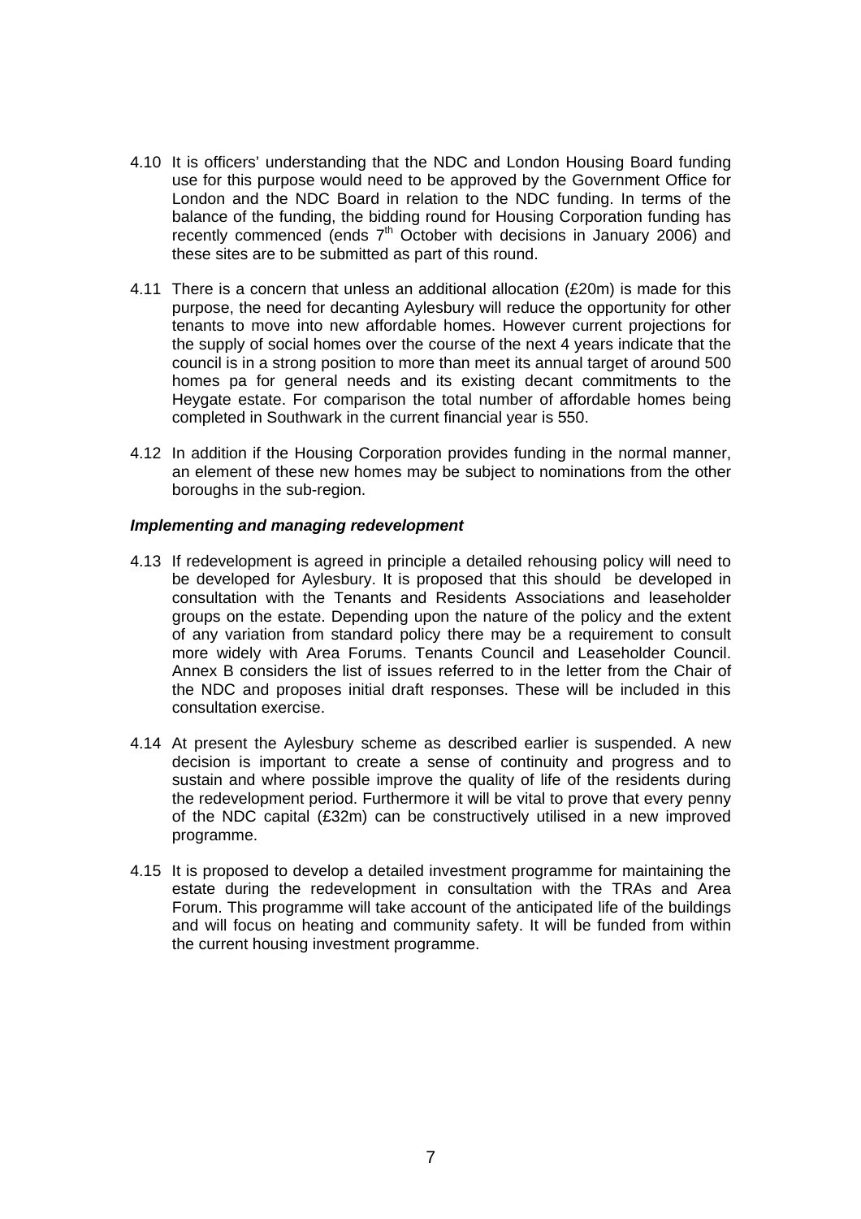4.10 It is officers' understanding that the NDC and London Housing Board funding use for this purpose would need to be approved by the Government Office for London and the NDC Board in relation to the NDC funding. In terms of the balance of the funding, the bidding round for Housing Corporation funding has recently commenced (ends 7th October with decisions in January 2006) and these sites are to be submitted as part of this round.

4.11 There is a concern that unless an additional allocation (£20m) is made for this purpose, the need for decanting Aylesbury will reduce the opportunity for other tenants to move into new affordable homes. However current projections for the supply of social homes over the course of the next 4 years indicate that the council is in a strong position to more than meet its annual target of around 500 homes pa for general needs and its existing decant commitments to the Heygate estate. For comparison the total number of affordable homes being completed in Southwark in the current financial year is 550.

4.12 In addition if the Housing Corporation provides funding in the normal manner, an element of these new homes may be subject to nominations from the other boroughs in the sub-region.

***Implementing and managing redevelopment***

4.13 If redevelopment is agreed in principle a detailed rehousing policy will need to be developed for Aylesbury. It is proposed that this should be developed in consultation with the Tenants and Residents Associations and leaseholder groups on the estate. Depending upon the nature of the policy and the extent of any variation from standard policy there may be a requirement to consult more widely with Area Forums. Tenants Council and Leaseholder Council. Annex B considers the list of issues referred to in the letter from the Chair of the NDC and proposes initial draft responses. These will be included in this consultation exercise.

4.14 At present the Aylesbury scheme as described earlier is suspended. A new decision is important to create a sense of continuity and progress and to sustain and where possible improve the quality of life of the residents during the redevelopment period. Furthermore it will be vital to prove that every penny of the NDC capital (£32m) can be constructively utilised in a new improved programme.

4.15 It is proposed to develop a detailed investment programme for maintaining the estate during the redevelopment in consultation with the TRAs and Area Forum. This programme will take account of the anticipated life of the buildings and will focus on heating and community safety. It will be funded from within the current housing investment programme.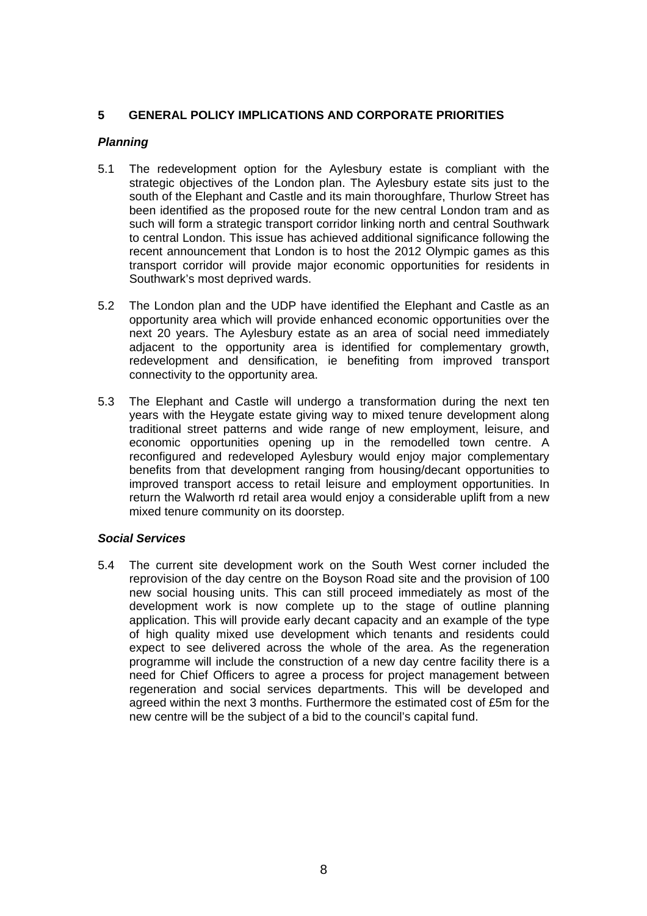## 5 GENERAL POLICY IMPLICATIONS AND CORPORATE PRIORITIES

### *Planning*

5.1 The redevelopment option for the Aylesbury estate is compliant with the strategic objectives of the London plan. The Aylesbury estate sits just to the south of the Elephant and Castle and its main thoroughfare, Thurlow Street has been identified as the proposed route for the new central London tram and as such will form a strategic transport corridor linking north and central Southwark to central London. This issue has achieved additional significance following the recent announcement that London is to host the 2012 Olympic games as this transport corridor will provide major economic opportunities for residents in Southwark's most deprived wards.

5.2 The London plan and the UDP have identified the Elephant and Castle as an opportunity area which will provide enhanced economic opportunities over the next 20 years. The Aylesbury estate as an area of social need immediately adjacent to the opportunity area is identified for complementary growth, redevelopment and densification, ie benefiting from improved transport connectivity to the opportunity area.

5.3 The Elephant and Castle will undergo a transformation during the next ten years with the Heygate estate giving way to mixed tenure development along traditional street patterns and wide range of new employment, leisure, and economic opportunities opening up in the remodelled town centre. A reconfigured and redeveloped Aylesbury would enjoy major complementary benefits from that development ranging from housing/decant opportunities to improved transport access to retail leisure and employment opportunities. In return the Walworth rd retail area would enjoy a considerable uplift from a new mixed tenure community on its doorstep.

### *Social Services*

5.4 The current site development work on the South West corner included the reprovision of the day centre on the Boyson Road site and the provision of 100 new social housing units. This can still proceed immediately as most of the development work is now complete up to the stage of outline planning application. This will provide early decant capacity and an example of the type of high quality mixed use development which tenants and residents could expect to see delivered across the whole of the area. As the regeneration programme will include the construction of a new day centre facility there is a need for Chief Officers to agree a process for project management between regeneration and social services departments. This will be developed and agreed within the next 3 months. Furthermore the estimated cost of £5m for the new centre will be the subject of a bid to the council's capital fund.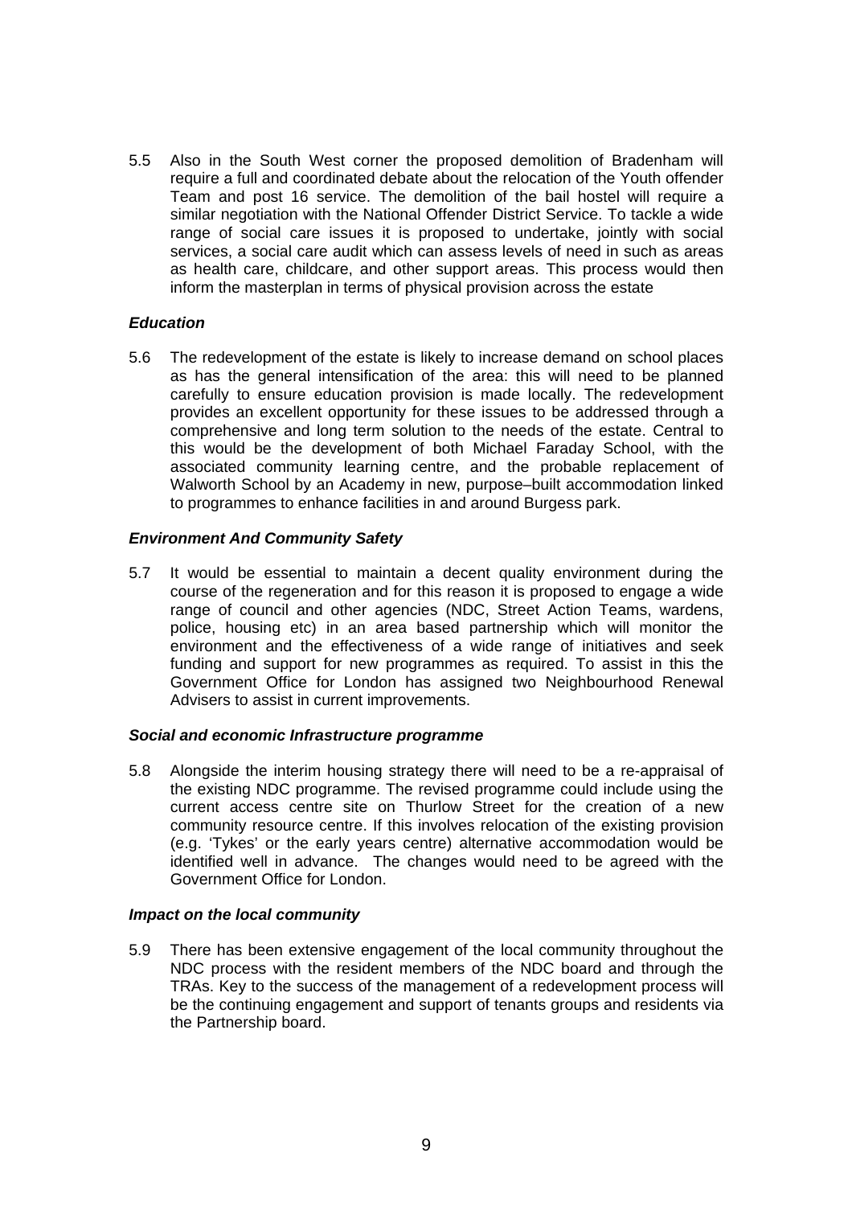5.5 Also in the South West corner the proposed demolition of Bradenham will require a full and coordinated debate about the relocation of the Youth offender Team and post 16 service. The demolition of the bail hostel will require a similar negotiation with the National Offender District Service. To tackle a wide range of social care issues it is proposed to undertake, jointly with social services, a social care audit which can assess levels of need in such as areas as health care, childcare, and other support areas. This process would then inform the masterplan in terms of physical provision across the estate

***Education***

5.6 The redevelopment of the estate is likely to increase demand on school places as has the general intensification of the area: this will need to be planned carefully to ensure education provision is made locally. The redevelopment provides an excellent opportunity for these issues to be addressed through a comprehensive and long term solution to the needs of the estate. Central to this would be the development of both Michael Faraday School, with the associated community learning centre, and the probable replacement of Walworth School by an Academy in new, purpose–built accommodation linked to programmes to enhance facilities in and around Burgess park.

***Environment And Community Safety***

5.7 It would be essential to maintain a decent quality environment during the course of the regeneration and for this reason it is proposed to engage a wide range of council and other agencies (NDC, Street Action Teams, wardens, police, housing etc) in an area based partnership which will monitor the environment and the effectiveness of a wide range of initiatives and seek funding and support for new programmes as required. To assist in this the Government Office for London has assigned two Neighbourhood Renewal Advisers to assist in current improvements.

***Social and economic Infrastructure programme***

5.8 Alongside the interim housing strategy there will need to be a re-appraisal of the existing NDC programme. The revised programme could include using the current access centre site on Thurlow Street for the creation of a new community resource centre. If this involves relocation of the existing provision (e.g. 'Tykes' or the early years centre) alternative accommodation would be identified well in advance. The changes would need to be agreed with the Government Office for London.

***Impact on the local community***

5.9 There has been extensive engagement of the local community throughout the NDC process with the resident members of the NDC board and through the TRAs. Key to the success of the management of a redevelopment process will be the continuing engagement and support of tenants groups and residents via the Partnership board.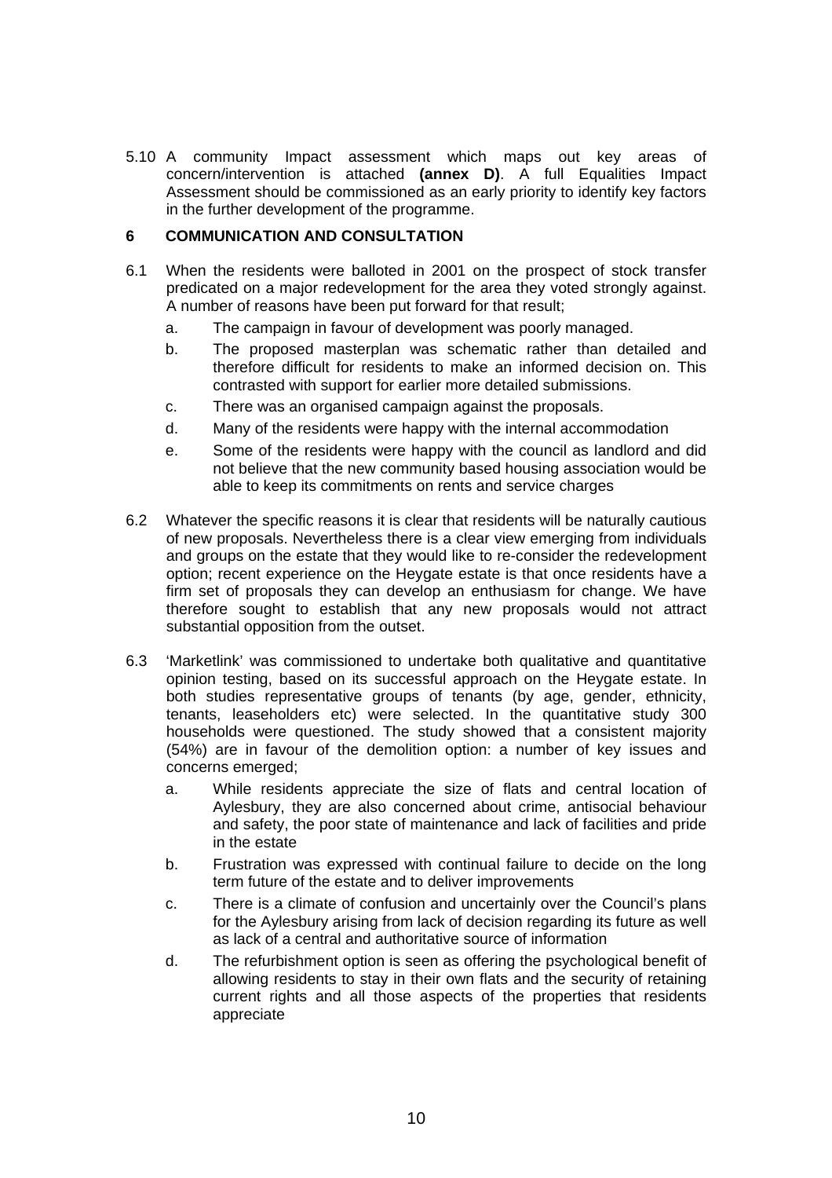5.10 A community Impact assessment which maps out key areas of concern/intervention is attached **(annex D)**. A full Equalities Impact Assessment should be commissioned as an early priority to identify key factors in the further development of the programme.

## 6 COMMUNICATION AND CONSULTATION

6.1 When the residents were balloted in 2001 on the prospect of stock transfer predicated on a major redevelopment for the area they voted strongly against. A number of reasons have been put forward for that result;

a. The campaign in favour of development was poorly managed.

b. The proposed masterplan was schematic rather than detailed and therefore difficult for residents to make an informed decision on. This contrasted with support for earlier more detailed submissions.

c. There was an organised campaign against the proposals.

d. Many of the residents were happy with the internal accommodation

e. Some of the residents were happy with the council as landlord and did not believe that the new community based housing association would be able to keep its commitments on rents and service charges

6.2 Whatever the specific reasons it is clear that residents will be naturally cautious of new proposals. Nevertheless there is a clear view emerging from individuals and groups on the estate that they would like to re-consider the redevelopment option; recent experience on the Heygate estate is that once residents have a firm set of proposals they can develop an enthusiasm for change. We have therefore sought to establish that any new proposals would not attract substantial opposition from the outset.

6.3 'Marketlink' was commissioned to undertake both qualitative and quantitative opinion testing, based on its successful approach on the Heygate estate. In both studies representative groups of tenants (by age, gender, ethnicity, tenants, leaseholders etc) were selected. In the quantitative study 300 households were questioned. The study showed that a consistent majority (54%) are in favour of the demolition option: a number of key issues and concerns emerged;

a. While residents appreciate the size of flats and central location of Aylesbury, they are also concerned about crime, antisocial behaviour and safety, the poor state of maintenance and lack of facilities and pride in the estate

b. Frustration was expressed with continual failure to decide on the long term future of the estate and to deliver improvements

c. There is a climate of confusion and uncertainly over the Council's plans for the Aylesbury arising from lack of decision regarding its future as well as lack of a central and authoritative source of information

d. The refurbishment option is seen as offering the psychological benefit of allowing residents to stay in their own flats and the security of retaining current rights and all those aspects of the properties that residents appreciate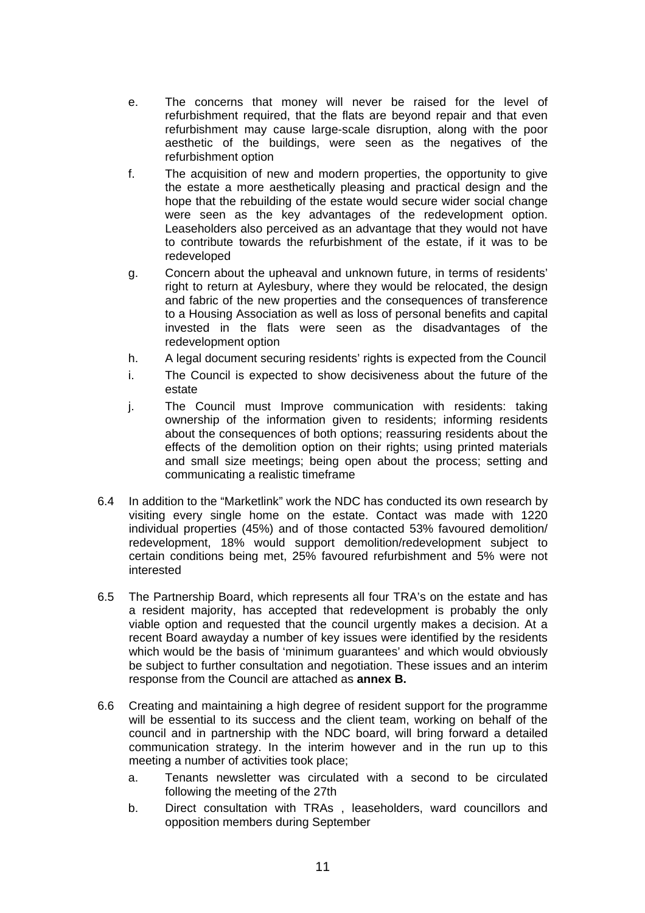e. The concerns that money will never be raised for the level of refurbishment required, that the flats are beyond repair and that even refurbishment may cause large-scale disruption, along with the poor aesthetic of the buildings, were seen as the negatives of the refurbishment option

f. The acquisition of new and modern properties, the opportunity to give the estate a more aesthetically pleasing and practical design and the hope that the rebuilding of the estate would secure wider social change were seen as the key advantages of the redevelopment option. Leaseholders also perceived as an advantage that they would not have to contribute towards the refurbishment of the estate, if it was to be redeveloped

g. Concern about the upheaval and unknown future, in terms of residents' right to return at Aylesbury, where they would be relocated, the design and fabric of the new properties and the consequences of transference to a Housing Association as well as loss of personal benefits and capital invested in the flats were seen as the disadvantages of the redevelopment option

h. A legal document securing residents' rights is expected from the Council

i. The Council is expected to show decisiveness about the future of the estate

j. The Council must Improve communication with residents: taking ownership of the information given to residents; informing residents about the consequences of both options; reassuring residents about the effects of the demolition option on their rights; using printed materials and small size meetings; being open about the process; setting and communicating a realistic timeframe

6.4 In addition to the "Marketlink" work the NDC has conducted its own research by visiting every single home on the estate. Contact was made with 1220 individual properties (45%) and of those contacted 53% favoured demolition/ redevelopment, 18% would support demolition/redevelopment subject to certain conditions being met, 25% favoured refurbishment and 5% were not interested

6.5 The Partnership Board, which represents all four TRA's on the estate and has a resident majority, has accepted that redevelopment is probably the only viable option and requested that the council urgently makes a decision. At a recent Board awayday a number of key issues were identified by the residents which would be the basis of 'minimum guarantees' and which would obviously be subject to further consultation and negotiation. These issues and an interim response from the Council are attached as **annex B.**

6.6 Creating and maintaining a high degree of resident support for the programme will be essential to its success and the client team, working on behalf of the council and in partnership with the NDC board, will bring forward a detailed communication strategy. In the interim however and in the run up to this meeting a number of activities took place;

a. Tenants newsletter was circulated with a second to be circulated following the meeting of the 27th

b. Direct consultation with TRAs , leaseholders, ward councillors and opposition members during September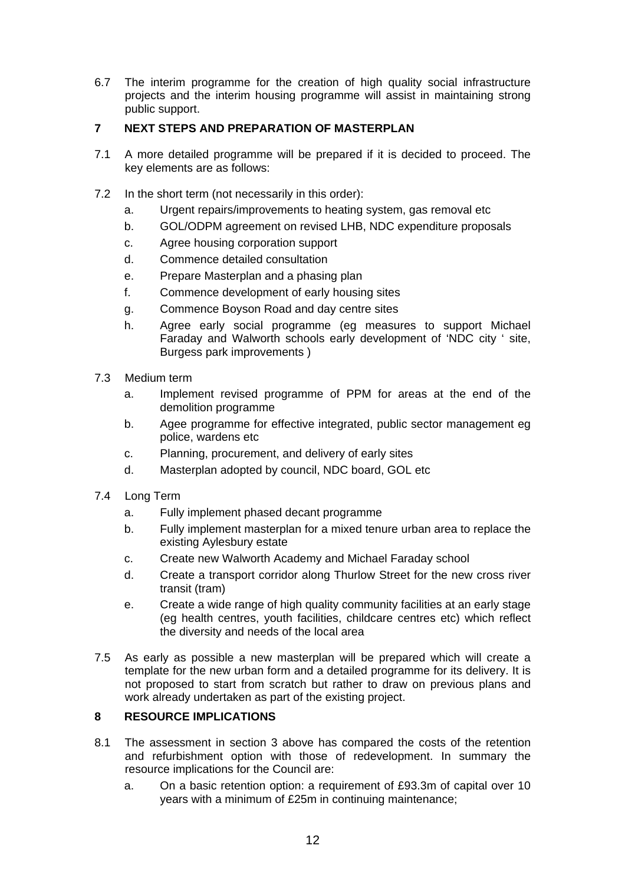6.7 The interim programme for the creation of high quality social infrastructure projects and the interim housing programme will assist in maintaining strong public support.

## 7 NEXT STEPS AND PREPARATION OF MASTERPLAN

7.1 A more detailed programme will be prepared if it is decided to proceed. The key elements are as follows:

7.2 In the short term (not necessarily in this order):

- a. Urgent repairs/improvements to heating system, gas removal etc
- b. GOL/ODPM agreement on revised LHB, NDC expenditure proposals
- c. Agree housing corporation support
- d. Commence detailed consultation
- e. Prepare Masterplan and a phasing plan
- f. Commence development of early housing sites
- g. Commence Boyson Road and day centre sites
- h. Agree early social programme (eg measures to support Michael Faraday and Walworth schools early development of 'NDC city ' site, Burgess park improvements )

7.3 Medium term

- a. Implement revised programme of PPM for areas at the end of the demolition programme
- b. Agee programme for effective integrated, public sector management eg police, wardens etc
- c. Planning, procurement, and delivery of early sites
- d. Masterplan adopted by council, NDC board, GOL etc

7.4 Long Term

- a. Fully implement phased decant programme
- b. Fully implement masterplan for a mixed tenure urban area to replace the existing Aylesbury estate
- c. Create new Walworth Academy and Michael Faraday school
- d. Create a transport corridor along Thurlow Street for the new cross river transit (tram)
- e. Create a wide range of high quality community facilities at an early stage (eg health centres, youth facilities, childcare centres etc) which reflect the diversity and needs of the local area

7.5 As early as possible a new masterplan will be prepared which will create a template for the new urban form and a detailed programme for its delivery. It is not proposed to start from scratch but rather to draw on previous plans and work already undertaken as part of the existing project.

## 8 RESOURCE IMPLICATIONS

8.1 The assessment in section 3 above has compared the costs of the retention and refurbishment option with those of redevelopment. In summary the resource implications for the Council are:

- a. On a basic retention option: a requirement of £93.3m of capital over 10 years with a minimum of £25m in continuing maintenance;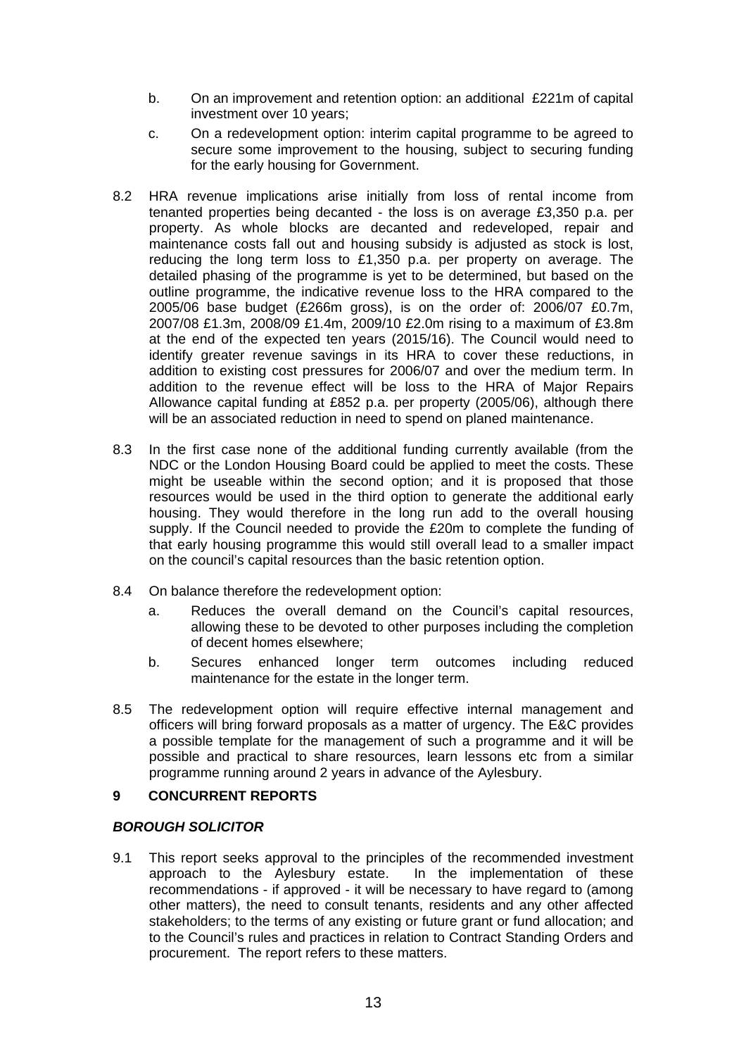b. On an improvement and retention option: an additional £221m of capital investment over 10 years;

c. On a redevelopment option: interim capital programme to be agreed to secure some improvement to the housing, subject to securing funding for the early housing for Government.

8.2 HRA revenue implications arise initially from loss of rental income from tenanted properties being decanted - the loss is on average £3,350 p.a. per property. As whole blocks are decanted and redeveloped, repair and maintenance costs fall out and housing subsidy is adjusted as stock is lost, reducing the long term loss to £1,350 p.a. per property on average. The detailed phasing of the programme is yet to be determined, but based on the outline programme, the indicative revenue loss to the HRA compared to the 2005/06 base budget (£266m gross), is on the order of: 2006/07 £0.7m, 2007/08 £1.3m, 2008/09 £1.4m, 2009/10 £2.0m rising to a maximum of £3.8m at the end of the expected ten years (2015/16). The Council would need to identify greater revenue savings in its HRA to cover these reductions, in addition to existing cost pressures for 2006/07 and over the medium term. In addition to the revenue effect will be loss to the HRA of Major Repairs Allowance capital funding at £852 p.a. per property (2005/06), although there will be an associated reduction in need to spend on planed maintenance.

8.3 In the first case none of the additional funding currently available (from the NDC or the London Housing Board could be applied to meet the costs. These might be useable within the second option; and it is proposed that those resources would be used in the third option to generate the additional early housing. They would therefore in the long run add to the overall housing supply. If the Council needed to provide the £20m to complete the funding of that early housing programme this would still overall lead to a smaller impact on the council's capital resources than the basic retention option.

8.4 On balance therefore the redevelopment option:

a. Reduces the overall demand on the Council's capital resources, allowing these to be devoted to other purposes including the completion of decent homes elsewhere;

b. Secures enhanced longer term outcomes including reduced maintenance for the estate in the longer term.

8.5 The redevelopment option will require effective internal management and officers will bring forward proposals as a matter of urgency. The E&C provides a possible template for the management of such a programme and it will be possible and practical to share resources, learn lessons etc from a similar programme running around 2 years in advance of the Aylesbury.

## 9 CONCURRENT REPORTS

### *BOROUGH SOLICITOR*

9.1 This report seeks approval to the principles of the recommended investment approach to the Aylesbury estate. In the implementation of these recommendations - if approved - it will be necessary to have regard to (among other matters), the need to consult tenants, residents and any other affected stakeholders; to the terms of any existing or future grant or fund allocation; and to the Council's rules and practices in relation to Contract Standing Orders and procurement. The report refers to these matters.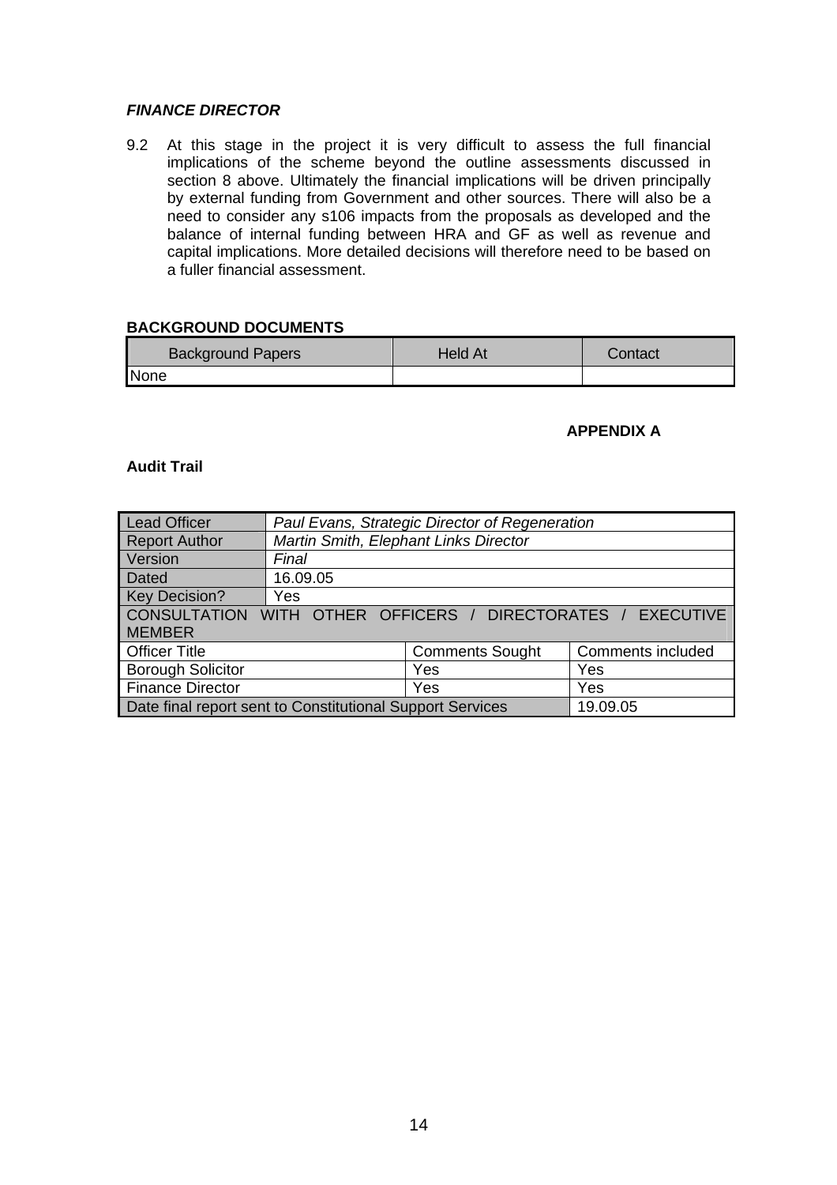#### *FINANCE DIRECTOR*

9.2 At this stage in the project it is very difficult to assess the full financial implications of the scheme beyond the outline assessments discussed in section 8 above. Ultimately the financial implications will be driven principally by external funding from Government and other sources. There will also be a need to consider any s106 impacts from the proposals as developed and the balance of internal funding between HRA and GF as well as revenue and capital implications. More detailed decisions will therefore need to be based on a fuller financial assessment.

**BACKGROUND DOCUMENTS**

| Background Papers | Held At | Contact |
|---|---|---|
| None | | |

**APPENDIX A**

**Audit Trail**

| | | | |
|---|---|---|---|
| Lead Officer | *Paul Evans, Strategic Director of Regeneration* | | |
| Report Author | *Martin Smith, Elephant Links Director* | | |
| Version | *Final* | | |
| Dated | 16.09.05 | | |
| Key Decision? | Yes | | |
| CONSULTATION WITH OTHER OFFICERS / DIRECTORATES / EXECUTIVE MEMBER | | | |
| Officer Title | | Comments Sought | Comments included |
| Borough Solicitor | | Yes | Yes |
| Finance Director | | Yes | Yes |
| Date final report sent to Constitutional Support Services | | | 19.09.05 |